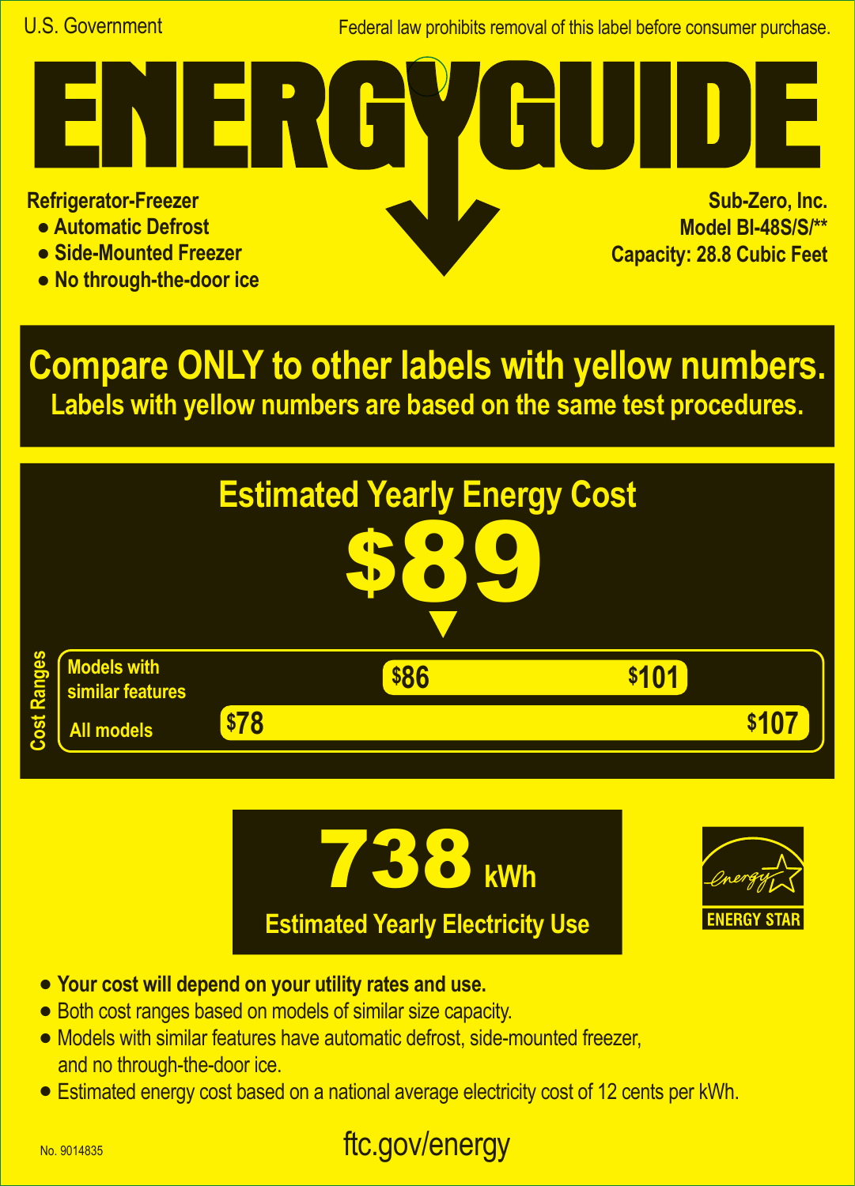U.S. Government

Federal law prohibits removal of this label before consumer purchase.

# ENERGYGUIDE

**Refrigerator-Freezer**

- **Automatic Defrost**
- **Side-Mounted Freezer**
- **No through-the-door ice**

**Sub-Zero, Inc.**
**Model BI-48S/S/**\*\***
**Capacity: 28.8 Cubic Feet**

## Compare ONLY to other labels with yellow numbers.

**Labels with yellow numbers are based on the same test procedures.**

## Estimated Yearly Energy Cost

# $89

**Cost Ranges**

| | Low | High |
|---|---|---|
| Models with similar features | $86 | $101 |
| All models | $78 | $107 |

# 738 kWh

**Estimated Yearly Electricity Use**

ENERGY STAR

- **Your cost will depend on your utility rates and use.**
- Both cost ranges based on models of similar size capacity.
- Models with similar features have automatic defrost, side-mounted freezer, and no through-the-door ice.
- Estimated energy cost based on a national average electricity cost of 12 cents per kWh.

No. 9014835

ftc.gov/energy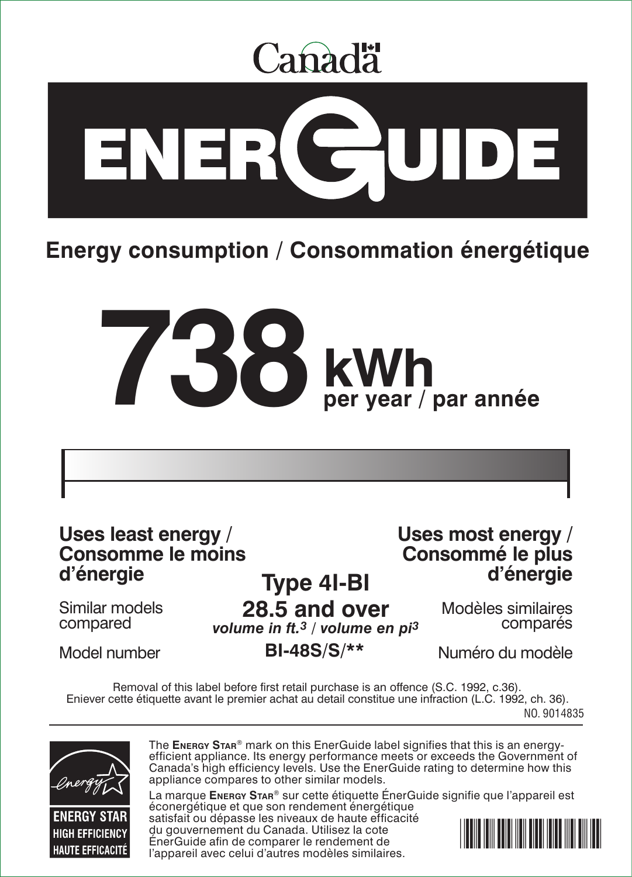Canada

# ENERGUIDE

## Energy consumption / Consommation énergétique

# 738 kWh

**per year / par année**

**Uses least energy / Consomme le moins d'énergie**

**Uses most energy / Consommé le plus d'énergie**

**Type 4I-BI**

**28.5 and over**

***volume in ft.$^3$ / volume en pi$^3$***

**BI-48S/S/****

Similar models compared

Modèles similaires comparés

Model number

Numéro du modèle

Removal of this label before first retail purchase is an offence (S.C. 1992, c.36).
Eniever cette étiquette avant le premier achat au detail constitue une infraction (L.C. 1992, ch. 36).

NO. 9014835

ENERGY STAR
HIGH EFFICIENCY
HAUTE EFFICACITÉ

The **ENERGY STAR**® mark on this EnerGuide label signifies that this is an energy-efficient appliance. Its energy performance meets or exceeds the Government of Canada's high efficiency levels. Use the EnerGuide rating to determine how this appliance compares to other similar models.

La marque **ENERGY STAR**® sur cette étiquette ÉnerGuide signifie que l'appareil est éconergétique et que son rendement énergétique satisfait ou dépasse les niveaux de haute efficacité du gouvernement du Canada. Utilisez la cote ÉnerGuide afin de comparer le rendement de l'appareil avec celui d'autres modèles similaires.